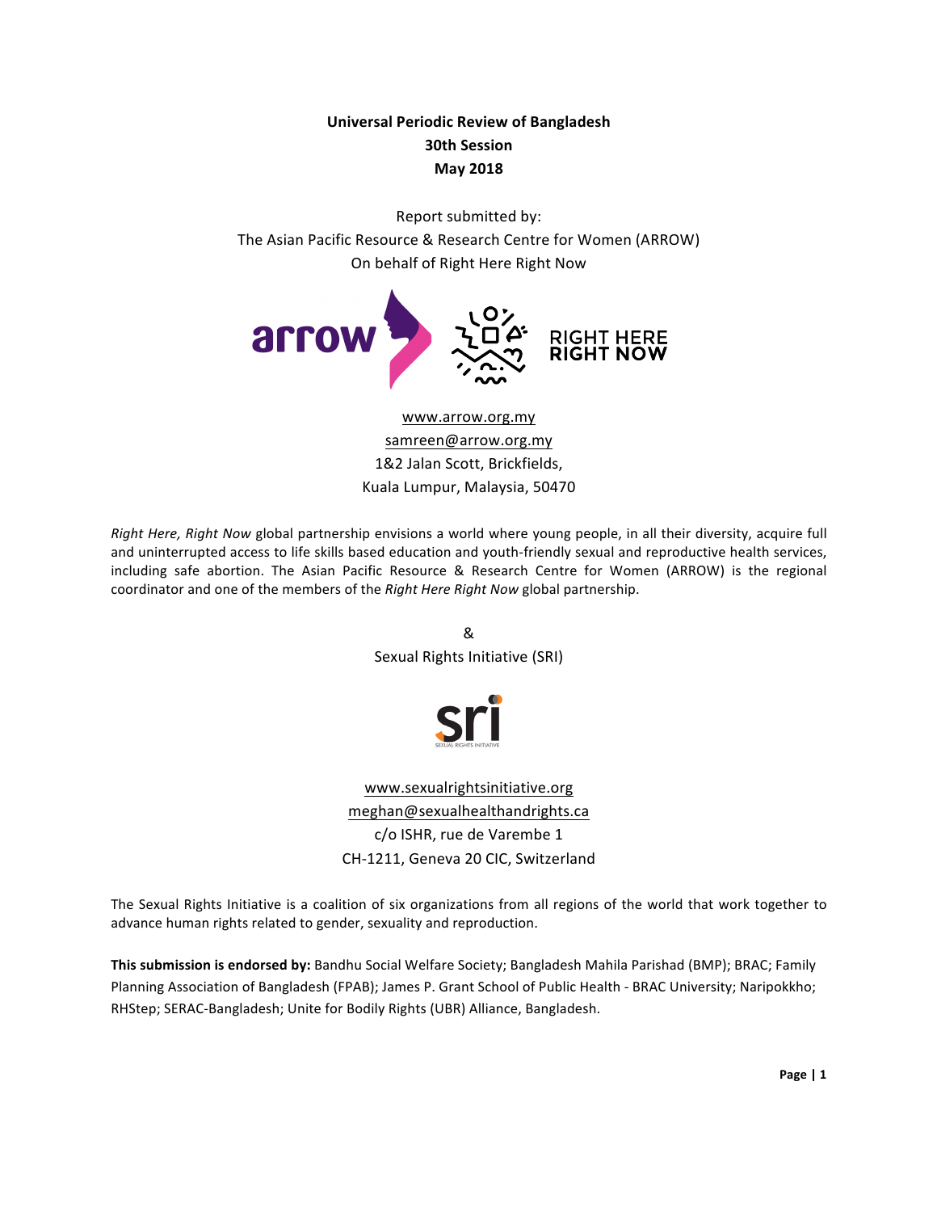**Universal Periodic Review of Bangladesh**
**30th Session**
**May 2018**

Report submitted by:
The Asian Pacific Resource & Research Centre for Women (ARROW)
On behalf of Right Here Right Now

www.arrow.org.my
samreen@arrow.org.my
1&2 Jalan Scott, Brickfields,
Kuala Lumpur, Malaysia, 50470

*Right Here, Right Now* global partnership envisions a world where young people, in all their diversity, acquire full and uninterrupted access to life skills based education and youth-friendly sexual and reproductive health services, including safe abortion. The Asian Pacific Resource & Research Centre for Women (ARROW) is the regional coordinator and one of the members of the *Right Here Right Now* global partnership.

&
Sexual Rights Initiative (SRI)

www.sexualrightsinitiative.org
meghan@sexualhealthandrights.ca
c/o ISHR, rue de Varembe 1
CH-1211, Geneva 20 CIC, Switzerland

The Sexual Rights Initiative is a coalition of six organizations from all regions of the world that work together to advance human rights related to gender, sexuality and reproduction.

**This submission is endorsed by:** Bandhu Social Welfare Society; Bangladesh Mahila Parishad (BMP); BRAC; Family Planning Association of Bangladesh (FPAB); James P. Grant School of Public Health - BRAC University; Naripokkho; RHStep; SERAC-Bangladesh; Unite for Bodily Rights (UBR) Alliance, Bangladesh.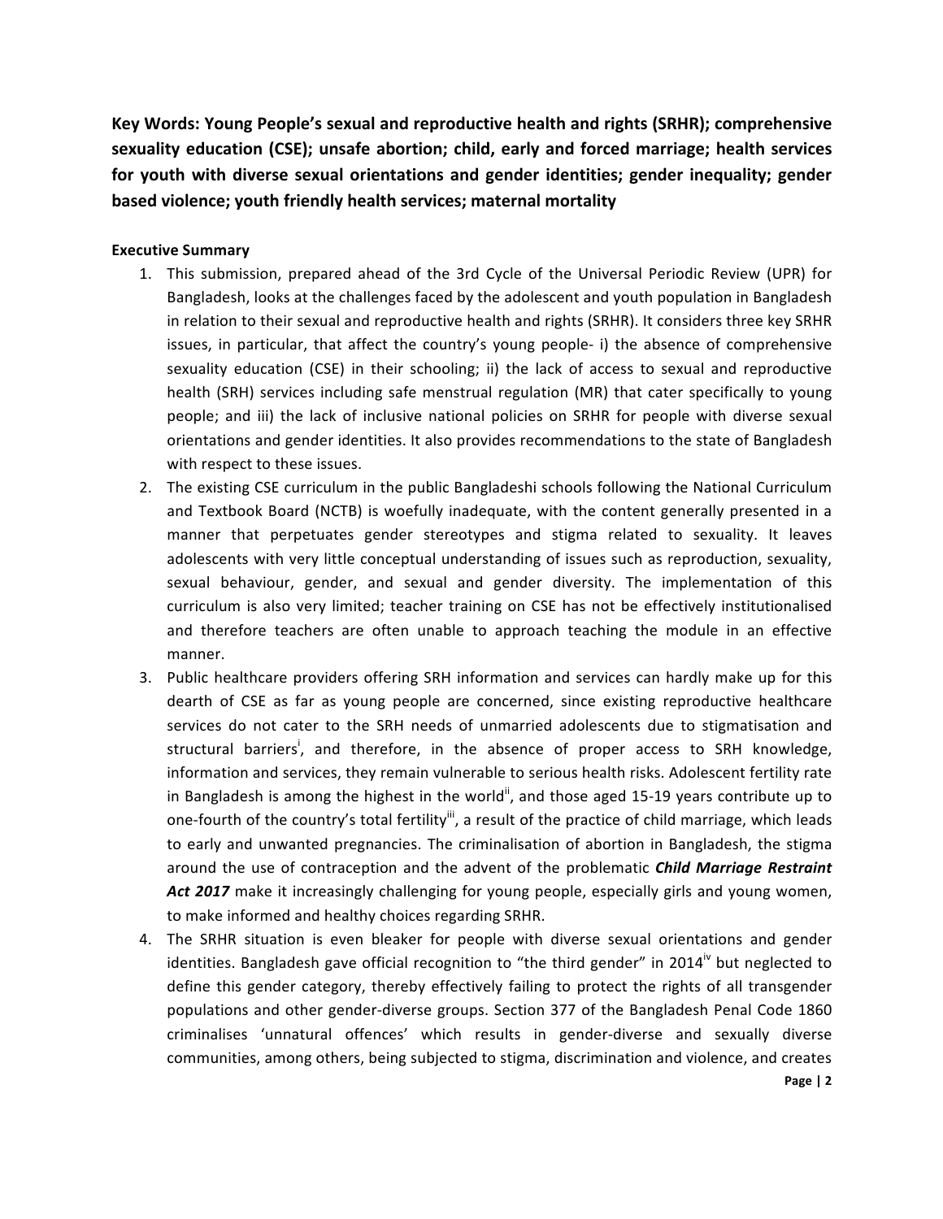**Key Words: Young People's sexual and reproductive health and rights (SRHR); comprehensive sexuality education (CSE); unsafe abortion; child, early and forced marriage; health services for youth with diverse sexual orientations and gender identities; gender inequality; gender based violence; youth friendly health services; maternal mortality**

**Executive Summary**

1. This submission, prepared ahead of the 3rd Cycle of the Universal Periodic Review (UPR) for Bangladesh, looks at the challenges faced by the adolescent and youth population in Bangladesh in relation to their sexual and reproductive health and rights (SRHR). It considers three key SRHR issues, in particular, that affect the country's young people- i) the absence of comprehensive sexuality education (CSE) in their schooling; ii) the lack of access to sexual and reproductive health (SRH) services including safe menstrual regulation (MR) that cater specifically to young people; and iii) the lack of inclusive national policies on SRHR for people with diverse sexual orientations and gender identities. It also provides recommendations to the state of Bangladesh with respect to these issues.
2. The existing CSE curriculum in the public Bangladeshi schools following the National Curriculum and Textbook Board (NCTB) is woefully inadequate, with the content generally presented in a manner that perpetuates gender stereotypes and stigma related to sexuality. It leaves adolescents with very little conceptual understanding of issues such as reproduction, sexuality, sexual behaviour, gender, and sexual and gender diversity. The implementation of this curriculum is also very limited; teacher training on CSE has not be effectively institutionalised and therefore teachers are often unable to approach teaching the module in an effective manner.
3. Public healthcare providers offering SRH information and services can hardly make up for this dearth of CSE as far as young people are concerned, since existing reproductive healthcare services do not cater to the SRH needs of unmarried adolescents due to stigmatisation and structural barriers[i], and therefore, in the absence of proper access to SRH knowledge, information and services, they remain vulnerable to serious health risks. Adolescent fertility rate in Bangladesh is among the highest in the world[ii], and those aged 15-19 years contribute up to one-fourth of the country's total fertility[iii], a result of the practice of child marriage, which leads to early and unwanted pregnancies. The criminalisation of abortion in Bangladesh, the stigma around the use of contraception and the advent of the problematic ***Child Marriage Restraint Act 2017*** make it increasingly challenging for young people, especially girls and young women, to make informed and healthy choices regarding SRHR.
4. The SRHR situation is even bleaker for people with diverse sexual orientations and gender identities. Bangladesh gave official recognition to "the third gender" in 2014[iv] but neglected to define this gender category, thereby effectively failing to protect the rights of all transgender populations and other gender-diverse groups. Section 377 of the Bangladesh Penal Code 1860 criminalises 'unnatural offences' which results in gender-diverse and sexually diverse communities, among others, being subjected to stigma, discrimination and violence, and creates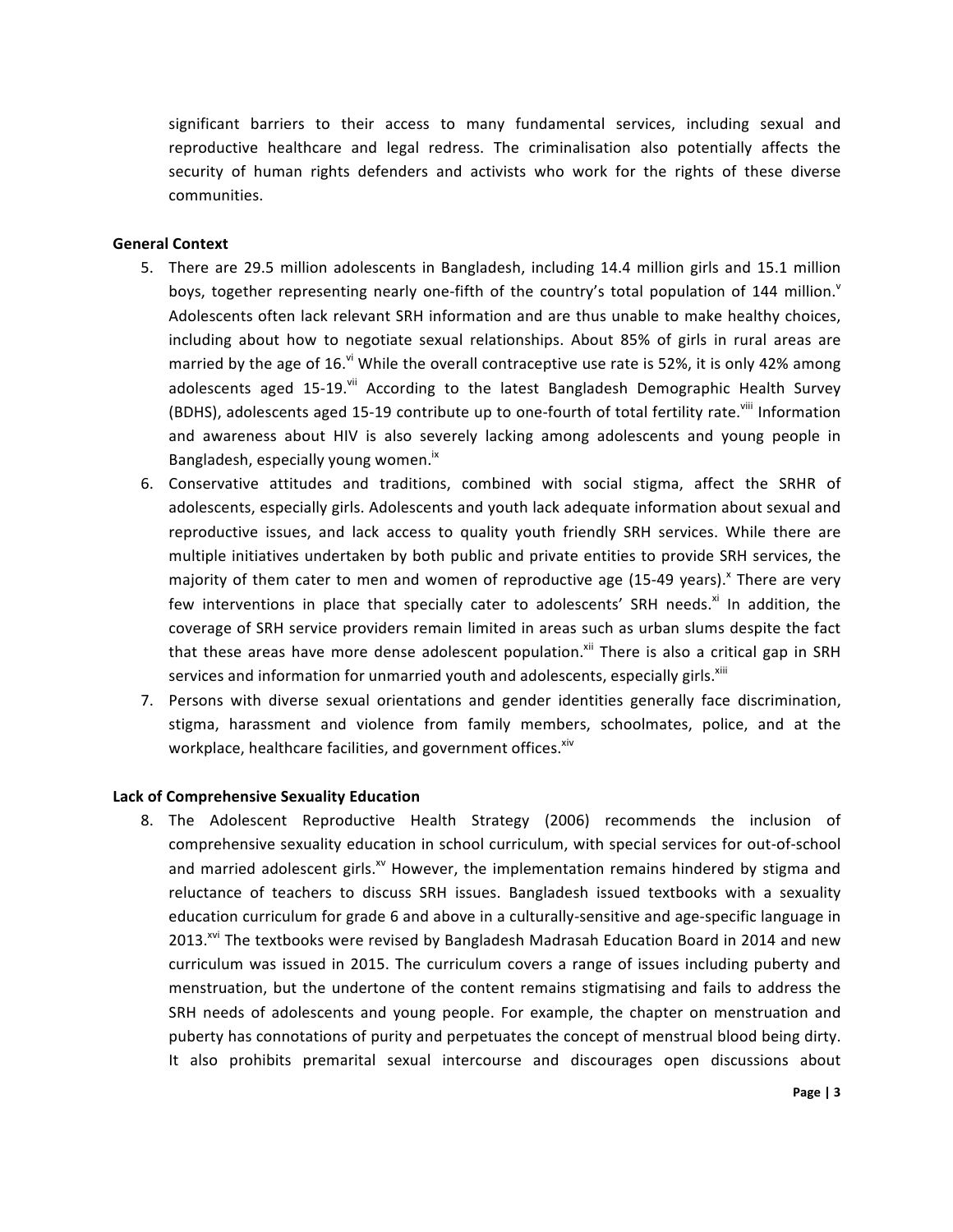significant barriers to their access to many fundamental services, including sexual and reproductive healthcare and legal redress. The criminalisation also potentially affects the security of human rights defenders and activists who work for the rights of these diverse communities.

**General Context**

5. There are 29.5 million adolescents in Bangladesh, including 14.4 million girls and 15.1 million boys, together representing nearly one-fifth of the country's total population of 144 million.[v] Adolescents often lack relevant SRH information and are thus unable to make healthy choices, including about how to negotiate sexual relationships. About 85% of girls in rural areas are married by the age of 16.[vi] While the overall contraceptive use rate is 52%, it is only 42% among adolescents aged 15-19.[vii] According to the latest Bangladesh Demographic Health Survey (BDHS), adolescents aged 15-19 contribute up to one-fourth of total fertility rate.[viii] Information and awareness about HIV is also severely lacking among adolescents and young people in Bangladesh, especially young women.[ix]
6. Conservative attitudes and traditions, combined with social stigma, affect the SRHR of adolescents, especially girls. Adolescents and youth lack adequate information about sexual and reproductive issues, and lack access to quality youth friendly SRH services. While there are multiple initiatives undertaken by both public and private entities to provide SRH services, the majority of them cater to men and women of reproductive age (15-49 years).[x] There are very few interventions in place that specially cater to adolescents' SRH needs.[xi] In addition, the coverage of SRH service providers remain limited in areas such as urban slums despite the fact that these areas have more dense adolescent population.[xii] There is also a critical gap in SRH services and information for unmarried youth and adolescents, especially girls.[xiii]
7. Persons with diverse sexual orientations and gender identities generally face discrimination, stigma, harassment and violence from family members, schoolmates, police, and at the workplace, healthcare facilities, and government offices.[xiv]

**Lack of Comprehensive Sexuality Education**

8. The Adolescent Reproductive Health Strategy (2006) recommends the inclusion of comprehensive sexuality education in school curriculum, with special services for out-of-school and married adolescent girls.[xv] However, the implementation remains hindered by stigma and reluctance of teachers to discuss SRH issues. Bangladesh issued textbooks with a sexuality education curriculum for grade 6 and above in a culturally-sensitive and age-specific language in 2013.[xvi] The textbooks were revised by Bangladesh Madrasah Education Board in 2014 and new curriculum was issued in 2015. The curriculum covers a range of issues including puberty and menstruation, but the undertone of the content remains stigmatising and fails to address the SRH needs of adolescents and young people. For example, the chapter on menstruation and puberty has connotations of purity and perpetuates the concept of menstrual blood being dirty. It also prohibits premarital sexual intercourse and discourages open discussions about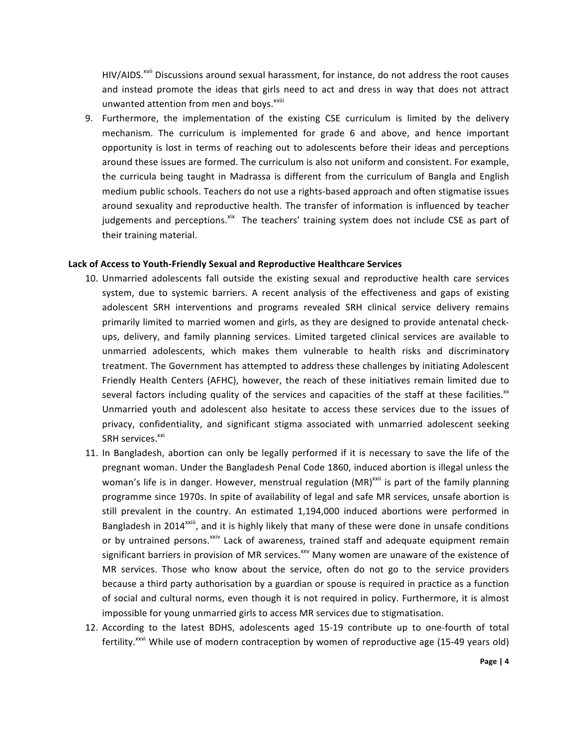HIV/AIDS.[xvii] Discussions around sexual harassment, for instance, do not address the root causes and instead promote the ideas that girls need to act and dress in way that does not attract unwanted attention from men and boys.[xviii]

9. Furthermore, the implementation of the existing CSE curriculum is limited by the delivery mechanism. The curriculum is implemented for grade 6 and above, and hence important opportunity is lost in terms of reaching out to adolescents before their ideas and perceptions around these issues are formed. The curriculum is also not uniform and consistent. For example, the curricula being taught in Madrassa is different from the curriculum of Bangla and English medium public schools. Teachers do not use a rights-based approach and often stigmatise issues around sexuality and reproductive health. The transfer of information is influenced by teacher judgements and perceptions.[xix] The teachers' training system does not include CSE as part of their training material.

**Lack of Access to Youth-Friendly Sexual and Reproductive Healthcare Services**

10. Unmarried adolescents fall outside the existing sexual and reproductive health care services system, due to systemic barriers. A recent analysis of the effectiveness and gaps of existing adolescent SRH interventions and programs revealed SRH clinical service delivery remains primarily limited to married women and girls, as they are designed to provide antenatal check-ups, delivery, and family planning services. Limited targeted clinical services are available to unmarried adolescents, which makes them vulnerable to health risks and discriminatory treatment. The Government has attempted to address these challenges by initiating Adolescent Friendly Health Centers (AFHC), however, the reach of these initiatives remain limited due to several factors including quality of the services and capacities of the staff at these facilities.[xx] Unmarried youth and adolescent also hesitate to access these services due to the issues of privacy, confidentiality, and significant stigma associated with unmarried adolescent seeking SRH services.[xxi]

11. In Bangladesh, abortion can only be legally performed if it is necessary to save the life of the pregnant woman. Under the Bangladesh Penal Code 1860, induced abortion is illegal unless the woman's life is in danger. However, menstrual regulation (MR)[xxii] is part of the family planning programme since 1970s. In spite of availability of legal and safe MR services, unsafe abortion is still prevalent in the country. An estimated 1,194,000 induced abortions were performed in Bangladesh in 2014[xxiii], and it is highly likely that many of these were done in unsafe conditions or by untrained persons.[xxiv] Lack of awareness, trained staff and adequate equipment remain significant barriers in provision of MR services.[xxv] Many women are unaware of the existence of MR services. Those who know about the service, often do not go to the service providers because a third party authorisation by a guardian or spouse is required in practice as a function of social and cultural norms, even though it is not required in policy. Furthermore, it is almost impossible for young unmarried girls to access MR services due to stigmatisation.

12. According to the latest BDHS, adolescents aged 15-19 contribute up to one-fourth of total fertility.[xxvi] While use of modern contraception by women of reproductive age (15-49 years old)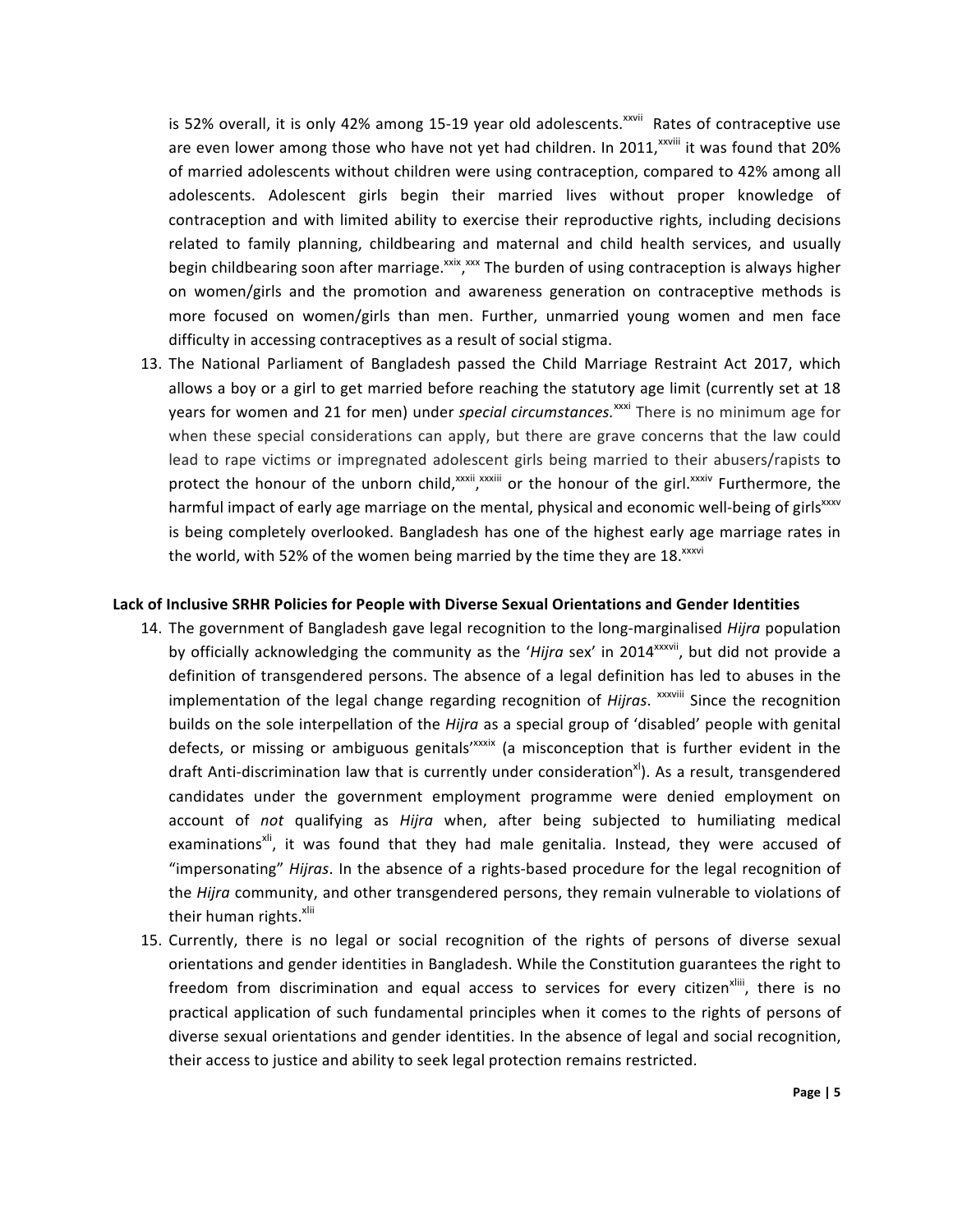is 52% overall, it is only 42% among 15-19 year old adolescents.[xxvii] Rates of contraceptive use are even lower among those who have not yet had children. In 2011,[xxviii] it was found that 20% of married adolescents without children were using contraception, compared to 42% among all adolescents. Adolescent girls begin their married lives without proper knowledge of contraception and with limited ability to exercise their reproductive rights, including decisions related to family planning, childbearing and maternal and child health services, and usually begin childbearing soon after marriage.[xxix,xxx] The burden of using contraception is always higher on women/girls and the promotion and awareness generation on contraceptive methods is more focused on women/girls than men. Further, unmarried young women and men face difficulty in accessing contraceptives as a result of social stigma.

13. The National Parliament of Bangladesh passed the Child Marriage Restraint Act 2017, which allows a boy or a girl to get married before reaching the statutory age limit (currently set at 18 years for women and 21 for men) under *special circumstances.*[xxxi] There is no minimum age for when these special considerations can apply, but there are grave concerns that the law could lead to rape victims or impregnated adolescent girls being married to their abusers/rapists to protect the honour of the unborn child,[xxxii,xxxiii] or the honour of the girl.[xxxiv] Furthermore, the harmful impact of early age marriage on the mental, physical and economic well-being of girls[xxxv] is being completely overlooked. Bangladesh has one of the highest early age marriage rates in the world, with 52% of the women being married by the time they are 18.[xxxvi]

**Lack of Inclusive SRHR Policies for People with Diverse Sexual Orientations and Gender Identities**

14. The government of Bangladesh gave legal recognition to the long-marginalised *Hijra* population by officially acknowledging the community as the '*Hijra* sex' in 2014[xxxvii], but did not provide a definition of transgendered persons. The absence of a legal definition has led to abuses in the implementation of the legal change regarding recognition of *Hijras*.[xxxviii] Since the recognition builds on the sole interpellation of the *Hijra* as a special group of 'disabled' people with genital defects, or missing or ambiguous genitals'[xxxix] (a misconception that is further evident in the draft Anti-discrimination law that is currently under consideration[xl]). As a result, transgendered candidates under the government employment programme were denied employment on account of *not* qualifying as *Hijra* when, after being subjected to humiliating medical examinations[xli], it was found that they had male genitalia. Instead, they were accused of "impersonating" *Hijras*. In the absence of a rights-based procedure for the legal recognition of the *Hijra* community, and other transgendered persons, they remain vulnerable to violations of their human rights.[xlii]

15. Currently, there is no legal or social recognition of the rights of persons of diverse sexual orientations and gender identities in Bangladesh. While the Constitution guarantees the right to freedom from discrimination and equal access to services for every citizen[xliii], there is no practical application of such fundamental principles when it comes to the rights of persons of diverse sexual orientations and gender identities. In the absence of legal and social recognition, their access to justice and ability to seek legal protection remains restricted.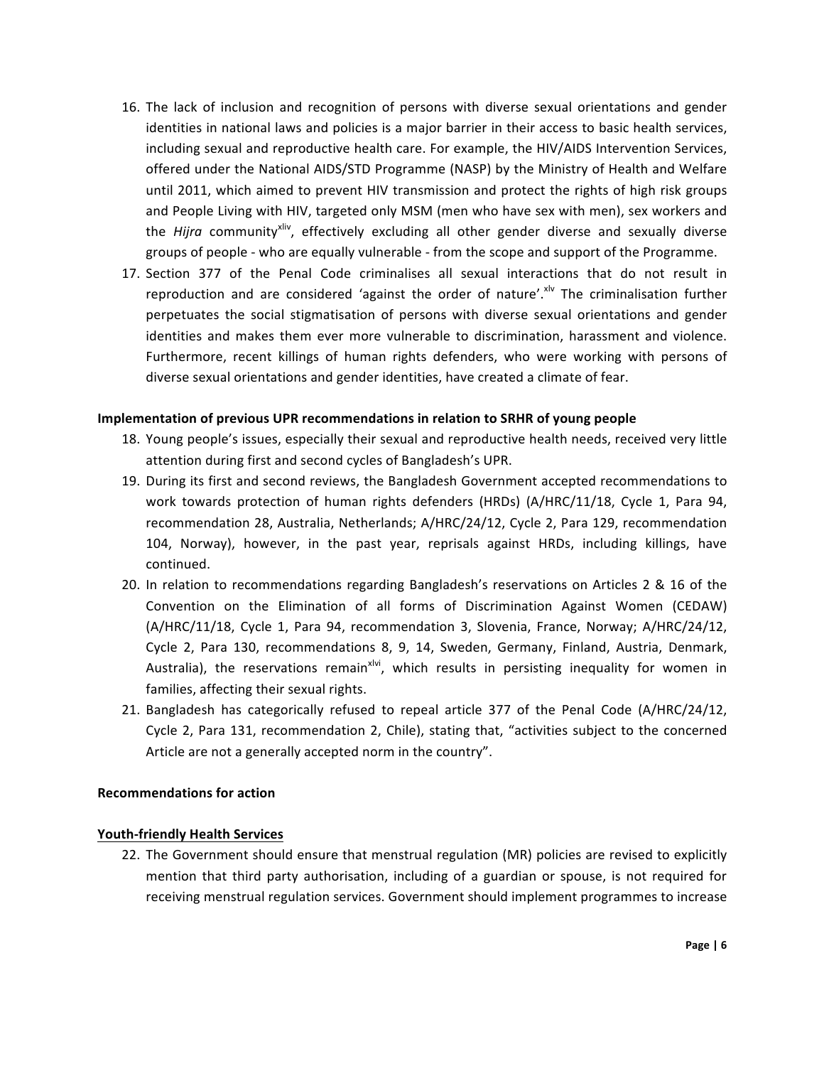16. The lack of inclusion and recognition of persons with diverse sexual orientations and gender identities in national laws and policies is a major barrier in their access to basic health services, including sexual and reproductive health care. For example, the HIV/AIDS Intervention Services, offered under the National AIDS/STD Programme (NASP) by the Ministry of Health and Welfare until 2011, which aimed to prevent HIV transmission and protect the rights of high risk groups and People Living with HIV, targeted only MSM (men who have sex with men), sex workers and the *Hijra* community[xliv], effectively excluding all other gender diverse and sexually diverse groups of people - who are equally vulnerable - from the scope and support of the Programme.
17. Section 377 of the Penal Code criminalises all sexual interactions that do not result in reproduction and are considered 'against the order of nature'.[xlv] The criminalisation further perpetuates the social stigmatisation of persons with diverse sexual orientations and gender identities and makes them ever more vulnerable to discrimination, harassment and violence. Furthermore, recent killings of human rights defenders, who were working with persons of diverse sexual orientations and gender identities, have created a climate of fear.

**Implementation of previous UPR recommendations in relation to SRHR of young people**

18. Young people's issues, especially their sexual and reproductive health needs, received very little attention during first and second cycles of Bangladesh's UPR.
19. During its first and second reviews, the Bangladesh Government accepted recommendations to work towards protection of human rights defenders (HRDs) (A/HRC/11/18, Cycle 1, Para 94, recommendation 28, Australia, Netherlands; A/HRC/24/12, Cycle 2, Para 129, recommendation 104, Norway), however, in the past year, reprisals against HRDs, including killings, have continued.
20. In relation to recommendations regarding Bangladesh's reservations on Articles 2 & 16 of the Convention on the Elimination of all forms of Discrimination Against Women (CEDAW) (A/HRC/11/18, Cycle 1, Para 94, recommendation 3, Slovenia, France, Norway; A/HRC/24/12, Cycle 2, Para 130, recommendations 8, 9, 14, Sweden, Germany, Finland, Austria, Denmark, Australia), the reservations remain[xlvi], which results in persisting inequality for women in families, affecting their sexual rights.
21. Bangladesh has categorically refused to repeal article 377 of the Penal Code (A/HRC/24/12, Cycle 2, Para 131, recommendation 2, Chile), stating that, "activities subject to the concerned Article are not a generally accepted norm in the country".

**Recommendations for action**

**Youth-friendly Health Services**

22. The Government should ensure that menstrual regulation (MR) policies are revised to explicitly mention that third party authorisation, including of a guardian or spouse, is not required for receiving menstrual regulation services. Government should implement programmes to increase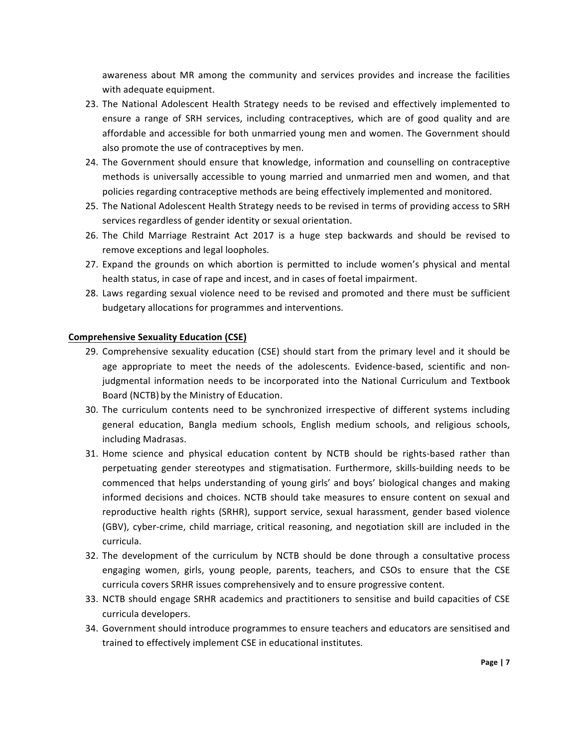awareness about MR among the community and services provides and increase the facilities with adequate equipment.

23. The National Adolescent Health Strategy needs to be revised and effectively implemented to ensure a range of SRH services, including contraceptives, which are of good quality and are affordable and accessible for both unmarried young men and women. The Government should also promote the use of contraceptives by men.
24. The Government should ensure that knowledge, information and counselling on contraceptive methods is universally accessible to young married and unmarried men and women, and that policies regarding contraceptive methods are being effectively implemented and monitored.
25. The National Adolescent Health Strategy needs to be revised in terms of providing access to SRH services regardless of gender identity or sexual orientation.
26. The Child Marriage Restraint Act 2017 is a huge step backwards and should be revised to remove exceptions and legal loopholes.
27. Expand the grounds on which abortion is permitted to include women's physical and mental health status, in case of rape and incest, and in cases of foetal impairment.
28. Laws regarding sexual violence need to be revised and promoted and there must be sufficient budgetary allocations for programmes and interventions.

**Comprehensive Sexuality Education (CSE)**

29. Comprehensive sexuality education (CSE) should start from the primary level and it should be age appropriate to meet the needs of the adolescents. Evidence-based, scientific and non-judgmental information needs to be incorporated into the National Curriculum and Textbook Board (NCTB) by the Ministry of Education.
30. The curriculum contents need to be synchronized irrespective of different systems including general education, Bangla medium schools, English medium schools, and religious schools, including Madrasas.
31. Home science and physical education content by NCTB should be rights-based rather than perpetuating gender stereotypes and stigmatisation. Furthermore, skills-building needs to be commenced that helps understanding of young girls' and boys' biological changes and making informed decisions and choices. NCTB should take measures to ensure content on sexual and reproductive health rights (SRHR), support service, sexual harassment, gender based violence (GBV), cyber-crime, child marriage, critical reasoning, and negotiation skill are included in the curricula.
32. The development of the curriculum by NCTB should be done through a consultative process engaging women, girls, young people, parents, teachers, and CSOs to ensure that the CSE curricula covers SRHR issues comprehensively and to ensure progressive content.
33. NCTB should engage SRHR academics and practitioners to sensitise and build capacities of CSE curricula developers.
34. Government should introduce programmes to ensure teachers and educators are sensitised and trained to effectively implement CSE in educational institutes.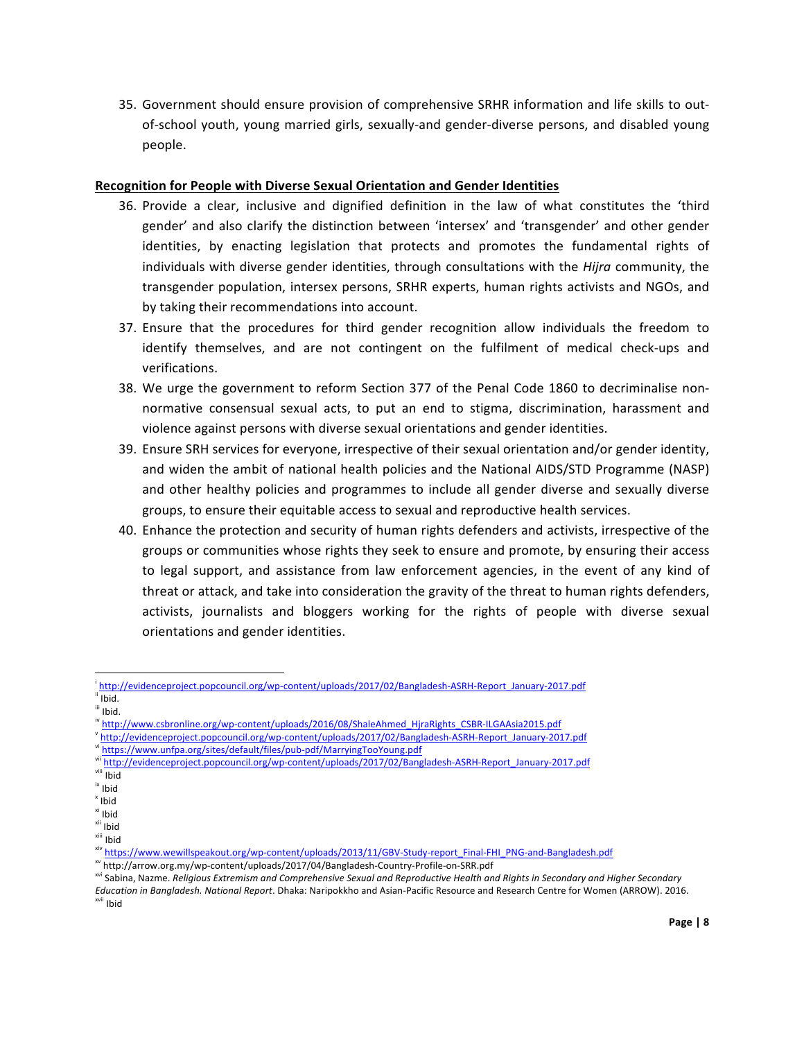35. Government should ensure provision of comprehensive SRHR information and life skills to out-of-school youth, young married girls, sexually-and gender-diverse persons, and disabled young people.

**Recognition for People with Diverse Sexual Orientation and Gender Identities**

36. Provide a clear, inclusive and dignified definition in the law of what constitutes the 'third gender' and also clarify the distinction between 'intersex' and 'transgender' and other gender identities, by enacting legislation that protects and promotes the fundamental rights of individuals with diverse gender identities, through consultations with the *Hijra* community, the transgender population, intersex persons, SRHR experts, human rights activists and NGOs, and by taking their recommendations into account.
37. Ensure that the procedures for third gender recognition allow individuals the freedom to identify themselves, and are not contingent on the fulfilment of medical check-ups and verifications.
38. We urge the government to reform Section 377 of the Penal Code 1860 to decriminalise non-normative consensual sexual acts, to put an end to stigma, discrimination, harassment and violence against persons with diverse sexual orientations and gender identities.
39. Ensure SRH services for everyone, irrespective of their sexual orientation and/or gender identity, and widen the ambit of national health policies and the National AIDS/STD Programme (NASP) and other healthy policies and programmes to include all gender diverse and sexually diverse groups, to ensure their equitable access to sexual and reproductive health services.
40. Enhance the protection and security of human rights defenders and activists, irrespective of the groups or communities whose rights they seek to ensure and promote, by ensuring their access to legal support, and assistance from law enforcement agencies, in the event of any kind of threat or attack, and take into consideration the gravity of the threat to human rights defenders, activists, journalists and bloggers working for the rights of people with diverse sexual orientations and gender identities.

---

[i] http://evidenceproject.popcouncil.org/wp-content/uploads/2017/02/Bangladesh-ASRH-Report_January-2017.pdf
[ii] Ibid.
[iii] Ibid.
[iv] http://www.csbronline.org/wp-content/uploads/2016/08/ShaleAhmed_HjraRights_CSBR-ILGAAsia2015.pdf
[v] http://evidenceproject.popcouncil.org/wp-content/uploads/2017/02/Bangladesh-ASRH-Report_January-2017.pdf
[vi] https://www.unfpa.org/sites/default/files/pub-pdf/MarryingTooYoung.pdf
[vii] http://evidenceproject.popcouncil.org/wp-content/uploads/2017/02/Bangladesh-ASRH-Report_January-2017.pdf
[viii] Ibid
[ix] Ibid
[x] Ibid
[xi] Ibid
[xii] Ibid
[xiii] Ibid
[xiv] https://www.wewillspeakout.org/wp-content/uploads/2013/11/GBV-Study-report_Final-FHI_PNG-and-Bangladesh.pdf
[xv] http://arrow.org.my/wp-content/uploads/2017/04/Bangladesh-Country-Profile-on-SRR.pdf
[xvi] Sabina, Nazme. *Religious Extremism and Comprehensive Sexual and Reproductive Health and Rights in Secondary and Higher Secondary Education in Bangladesh. National Report*. Dhaka: Naripokkho and Asian-Pacific Resource and Research Centre for Women (ARROW). 2016.
[xvii] Ibid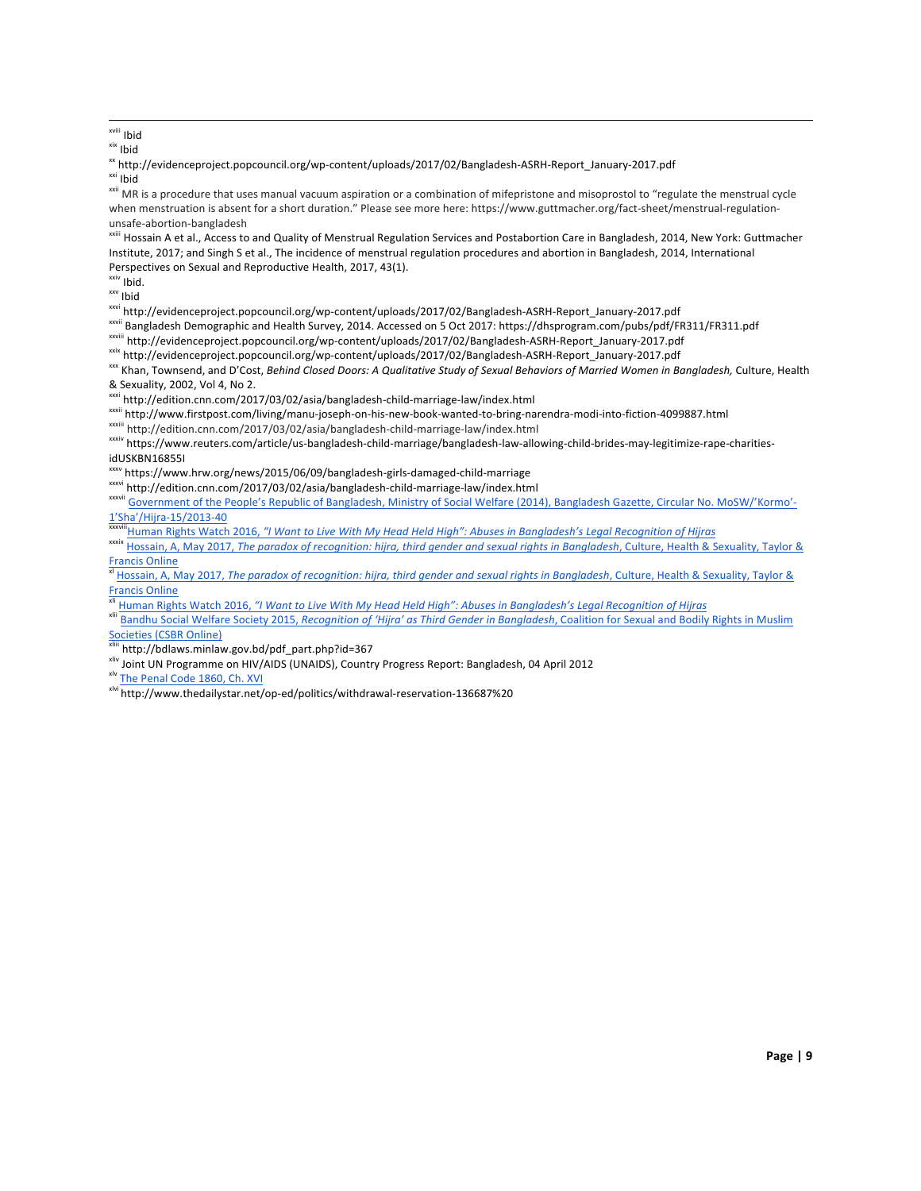[xviii] Ibid

[xix] Ibid

[xx] http://evidenceproject.popcouncil.org/wp-content/uploads/2017/02/Bangladesh-ASRH-Report_January-2017.pdf

[xxi] Ibid

[xxii] MR is a procedure that uses manual vacuum aspiration or a combination of mifepristone and misoprostol to "regulate the menstrual cycle when menstruation is absent for a short duration." Please see more here: https://www.guttmacher.org/fact-sheet/menstrual-regulation-unsafe-abortion-bangladesh

[xxiii] Hossain A et al., Access to and Quality of Menstrual Regulation Services and Postabortion Care in Bangladesh, 2014, New York: Guttmacher Institute, 2017; and Singh S et al., The incidence of menstrual regulation procedures and abortion in Bangladesh, 2014, International Perspectives on Sexual and Reproductive Health, 2017, 43(1).

[xxiv] Ibid.

[xxv] Ibid

[xxvi] http://evidenceproject.popcouncil.org/wp-content/uploads/2017/02/Bangladesh-ASRH-Report_January-2017.pdf

[xxvii] Bangladesh Demographic and Health Survey, 2014. Accessed on 5 Oct 2017: https://dhsprogram.com/pubs/pdf/FR311/FR311.pdf

[xxviii] http://evidenceproject.popcouncil.org/wp-content/uploads/2017/02/Bangladesh-ASRH-Report_January-2017.pdf

[xxix] http://evidenceproject.popcouncil.org/wp-content/uploads/2017/02/Bangladesh-ASRH-Report_January-2017.pdf

[xxx] Khan, Townsend, and D'Cost, *Behind Closed Doors: A Qualitative Study of Sexual Behaviors of Married Women in Bangladesh,* Culture, Health & Sexuality, 2002, Vol 4, No 2.

[xxxi] http://edition.cnn.com/2017/03/02/asia/bangladesh-child-marriage-law/index.html

[xxxii] http://www.firstpost.com/living/manu-joseph-on-his-new-book-wanted-to-bring-narendra-modi-into-fiction-4099887.html

[xxxiii] http://edition.cnn.com/2017/03/02/asia/bangladesh-child-marriage-law/index.html

[xxxiv] https://www.reuters.com/article/us-bangladesh-child-marriage/bangladesh-law-allowing-child-brides-may-legitimize-rape-charities-idUSKBN16855I

[xxxv] https://www.hrw.org/news/2015/06/09/bangladesh-girls-damaged-child-marriage

[xxxvi] http://edition.cnn.com/2017/03/02/asia/bangladesh-child-marriage-law/index.html

[xxxvii] Government of the People's Republic of Bangladesh, Ministry of Social Welfare (2014), Bangladesh Gazette, Circular No. MoSW/'Kormo'-1'Sha'/Hijra-15/2013-40

[xxxviii] Human Rights Watch 2016, *"I Want to Live With My Head Held High": Abuses in Bangladesh's Legal Recognition of Hijras*

[xxxix] Hossain, A, May 2017, *The paradox of recognition: hijra, third gender and sexual rights in Bangladesh*, Culture, Health & Sexuality, Taylor & Francis Online

[xl] Hossain, A, May 2017, *The paradox of recognition: hijra, third gender and sexual rights in Bangladesh*, Culture, Health & Sexuality, Taylor & Francis Online

[xli] Human Rights Watch 2016, *"I Want to Live With My Head Held High": Abuses in Bangladesh's Legal Recognition of Hijras*

[xlii] Bandhu Social Welfare Society 2015, *Recognition of 'Hijra' as Third Gender in Bangladesh*, Coalition for Sexual and Bodily Rights in Muslim Societies (CSBR Online)

[xliii] http://bdlaws.minlaw.gov.bd/pdf_part.php?id=367

[xliv] Joint UN Programme on HIV/AIDS (UNAIDS), Country Progress Report: Bangladesh, 04 April 2012

[xlv] The Penal Code 1860, Ch. XVI

[xlvi] http://www.thedailystar.net/op-ed/politics/withdrawal-reservation-136687%20